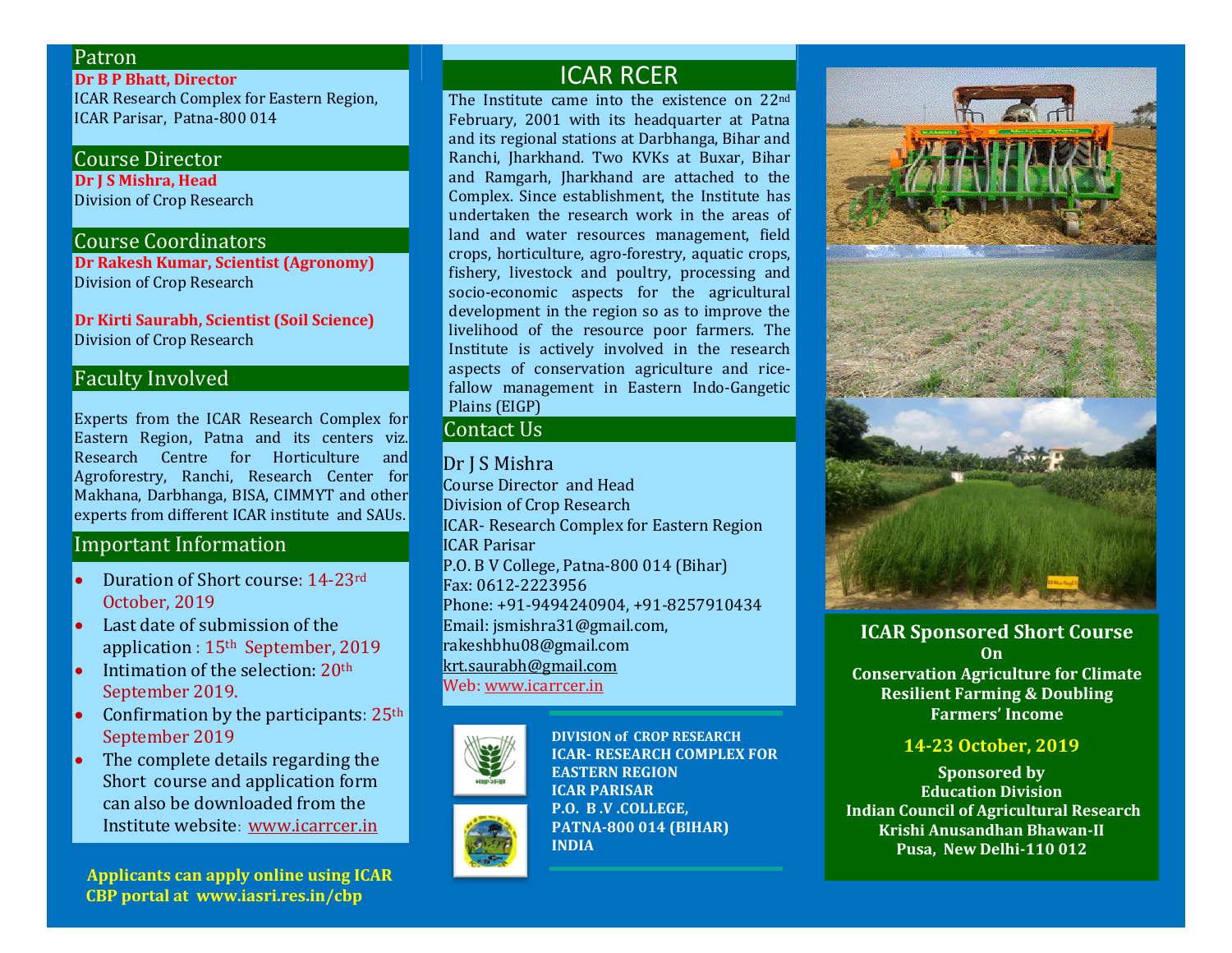## Patron

**Dr B P Bhatt, Director**
ICAR Research Complex for Eastern Region, ICAR Parisar, Patna-800 014

## Course Director

**Dr J S Mishra, Head**
Division of Crop Research

## Course Coordinators

**Dr Rakesh Kumar, Scientist (Agronomy)**
Division of Crop Research

**Dr Kirti Saurabh, Scientist (Soil Science)**
Division of Crop Research

## Faculty Involved

Experts from the ICAR Research Complex for Eastern Region, Patna and its centers viz. Research Centre for Horticulture and Agroforestry, Ranchi, Research Center for Makhana, Darbhanga, BISA, CIMMYT and other experts from different ICAR institute and SAUs.

## Important Information

- Duration of Short course: 14-23rd October, 2019
- Last date of submission of the application : 15th September, 2019
- Intimation of the selection: 20th September 2019.
- Confirmation by the participants: 25th September 2019
- The complete details regarding the Short course and application form can also be downloaded from the Institute website: www.icarrcer.in

**Applicants can apply online using ICAR CBP portal at www.iasri.res.in/cbp**

## ICAR RCER

The Institute came into the existence on 22nd February, 2001 with its headquarter at Patna and its regional stations at Darbhanga, Bihar and Ranchi, Jharkhand. Two KVKs at Buxar, Bihar and Ramgarh, Jharkhand are attached to the Complex. Since establishment, the Institute has undertaken the research work in the areas of land and water resources management, field crops, horticulture, agro-forestry, aquatic crops, fishery, livestock and poultry, processing and socio-economic aspects for the agricultural development in the region so as to improve the livelihood of the resource poor farmers. The Institute is actively involved in the research aspects of conservation agriculture and rice-fallow management in Eastern Indo-Gangetic Plains (EIGP)

## Contact Us

Dr J S Mishra
Course Director and Head
Division of Crop Research
ICAR- Research Complex for Eastern Region
ICAR Parisar
P.O. B V College, Patna-800 014 (Bihar)
Fax: 0612-2223956
Phone: +91-9494240904, +91-8257910434
Email: jsmishra31@gmail.com, rakeshbhu08@gmail.com
krt.saurabh@gmail.com
Web: www.icarrcer.in

**DIVISION of CROP RESEARCH**
**ICAR- RESEARCH COMPLEX FOR EASTERN REGION**
**ICAR PARISAR**
**P.O. B .V .COLLEGE,**
**PATNA-800 014 (BIHAR)**
**INDIA**

**ICAR Sponsored Short Course**
**On**
**Conservation Agriculture for Climate Resilient Farming & Doubling Farmers' Income**

**14-23 October, 2019**

**Sponsored by**
**Education Division**
**Indian Council of Agricultural Research**
**Krishi Anusandhan Bhawan-II**
**Pusa, New Delhi-110 012**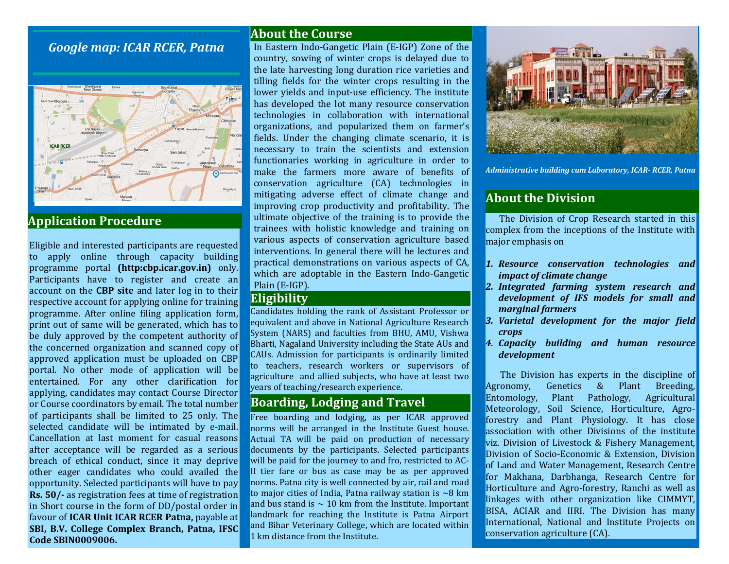*Google map: ICAR RCER, Patna*

## Application Procedure

Eligible and interested participants are requested to apply online through capacity building programme portal **(http:cbp.icar.gov.in)** only. Participants have to register and create an account on the **CBP site** and later log in to their respective account for applying online for training programme. After online filing application form, print out of same will be generated, which has to be duly approved by the competent authority of the concerned organization and scanned copy of approved application must be uploaded on CBP portal. No other mode of application will be entertained. For any other clarification for applying, candidates may contact Course Director or Course coordinators by email. The total number of participants shall be limited to 25 only. The selected candidate will be intimated by e-mail. Cancellation at last moment for casual reasons after acceptance will be regarded as a serious breach of ethical conduct, since it may deprive other eager candidates who could availed the opportunity. Selected participants will have to pay **Rs. 50/-** as registration fees at time of registration in Short course in the form of DD/postal order in favour of **ICAR Unit ICAR RCER Patna,** payable at **SBI, B.V. College Complex Branch, Patna, IFSC Code SBIN0009006.**

## About the Course

In Eastern Indo-Gangetic Plain (E-IGP) Zone of the country, sowing of winter crops is delayed due to the late harvesting long duration rice varieties and tilling fields for the winter crops resulting in the lower yields and input-use efficiency. The institute has developed the lot many resource conservation technologies in collaboration with international organizations, and popularized them on farmer's fields. Under the changing climate scenario, it is necessary to train the scientists and extension functionaries working in agriculture in order to make the farmers more aware of benefits of conservation agriculture (CA) technologies in mitigating adverse effect of climate change and improving crop productivity and profitability. The ultimate objective of the training is to provide the trainees with holistic knowledge and training on various aspects of conservation agriculture based interventions. In general there will be lectures and practical demonstrations on various aspects of CA, which are adoptable in the Eastern Indo-Gangetic Plain (E-IGP).

## Eligibility

Candidates holding the rank of Assistant Professor or equivalent and above in National Agriculture Research System (NARS) and faculties from BHU, AMU, Vishwa Bharti, Nagaland University including the State AUs and CAUs. Admission for participants is ordinarily limited to teachers, research workers or supervisors of agriculture and allied subjects, who have at least two years of teaching/research experience.

## Boarding, Lodging and Travel

Free boarding and lodging, as per ICAR approved norms will be arranged in the Institute Guest house. Actual TA will be paid on production of necessary documents by the participants. Selected participants will be paid for the journey to and fro, restricted to AC-II tier fare or bus as case may be as per approved norms. Patna city is well connected by air, rail and road to major cities of India, Patna railway station is ~8 km and bus stand is ~ 10 km from the Institute. Important landmark for reaching the Institute is Patna Airport and Bihar Veterinary College, which are located within 1 km distance from the Institute.

*Administrative building cum Laboratory, ICAR- RCER, Patna*

## About the Division

The Division of Crop Research started in this complex from the inceptions of the Institute with major emphasis on

1. ***Resource conservation technologies and impact of climate change***
2. ***Integrated farming system research and development of IFS models for small and marginal farmers***
3. ***Varietal development for the major field crops***
4. ***Capacity building and human resource development***

The Division has experts in the discipline of Agronomy, Genetics & Plant Breeding, Entomology, Plant Pathology, Agricultural Meteorology, Soil Science, Horticulture, Agro-forestry and Plant Physiology. It has close association with other Divisions of the institute viz. Division of Livestock & Fishery Management, Division of Socio-Economic & Extension, Division of Land and Water Management, Research Centre for Makhana, Darbhanga, Research Centre for Horticulture and Agro-forestry, Ranchi as well as linkages with other organization like CIMMYT, BISA, ACIAR and IIRI. The Division has many International, National and Institute Projects on conservation agriculture (CA).